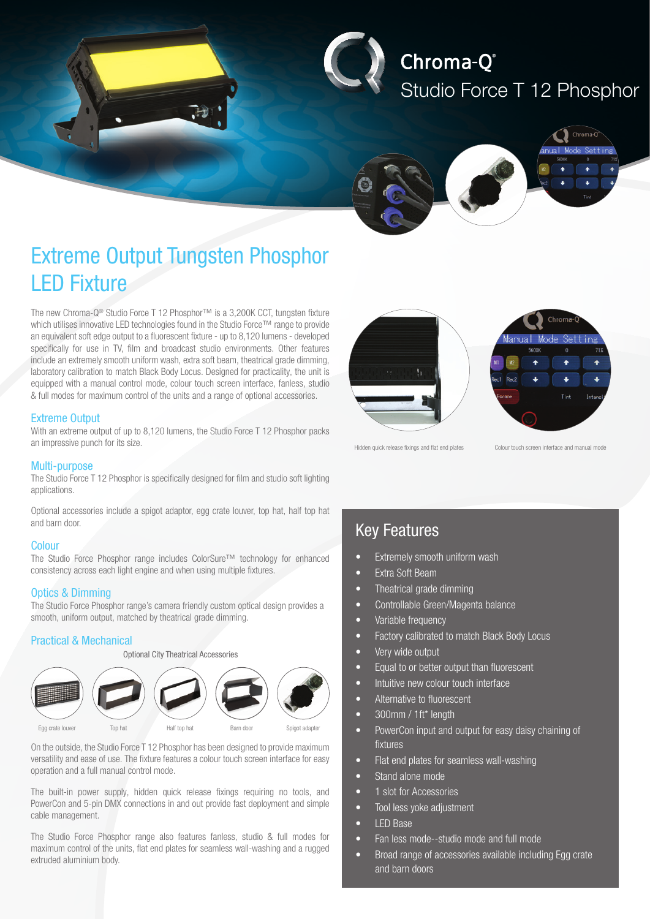# Chroma-Q®
## Studio Force T 12 Phosphor

# Extreme Output Tungsten Phosphor LED Fixture

The new Chroma-Q® Studio Force T 12 Phosphor™ is a 3,200K CCT, tungsten fixture which utilises innovative LED technologies found in the Studio Force™ range to provide an equivalent soft edge output to a fluorescent fixture - up to 8,120 lumens - developed specifically for use in TV, film and broadcast studio environments. Other features include an extremely smooth uniform wash, extra soft beam, theatrical grade dimming, laboratory calibration to match Black Body Locus. Designed for practicality, the unit is equipped with a manual control mode, colour touch screen interface, fanless, studio & full modes for maximum control of the units and a range of optional accessories.

### Extreme Output

With an extreme output of up to 8,120 lumens, the Studio Force T 12 Phosphor packs an impressive punch for its size.

### Multi-purpose

The Studio Force T 12 Phosphor is specifically designed for film and studio soft lighting applications.

Optional accessories include a spigot adaptor, egg crate louver, top hat, half top hat and barn door.

### Colour

The Studio Force Phosphor range includes ColorSure™ technology for enhanced consistency across each light engine and when using multiple fixtures.

### Optics & Dimming

The Studio Force Phosphor range's camera friendly custom optical design provides a smooth, uniform output, matched by theatrical grade dimming.

### Practical & Mechanical

Optional City Theatrical Accessories

Egg crate louver | Top hat | Half top hat | Barn door | Spigot adapter

On the outside, the Studio Force T 12 Phosphor has been designed to provide maximum versatility and ease of use. The fixture features a colour touch screen interface for easy operation and a full manual control mode.

The built-in power supply, hidden quick release fixings requiring no tools, and PowerCon and 5-pin DMX connections in and out provide fast deployment and simple cable management.

The Studio Force Phosphor range also features fanless, studio & full modes for maximum control of the units, flat end plates for seamless wall-washing and a rugged extruded aluminium body.

Hidden quick release fixings and flat end plates

Colour touch screen interface and manual mode

## Key Features

- Extremely smooth uniform wash
- Extra Soft Beam
- Theatrical grade dimming
- Controllable Green/Magenta balance
- Variable frequency
- Factory calibrated to match Black Body Locus
- Very wide output
- Equal to or better output than fluorescent
- Intuitive new colour touch interface
- Alternative to fluorescent
- 300mm / 1ft* length
- PowerCon input and output for easy daisy chaining of fixtures
- Flat end plates for seamless wall-washing
- Stand alone mode
- 1 slot for Accessories
- Tool less yoke adjustment
- LED Base
- Fan less mode--studio mode and full mode
- Broad range of accessories available including Egg crate and barn doors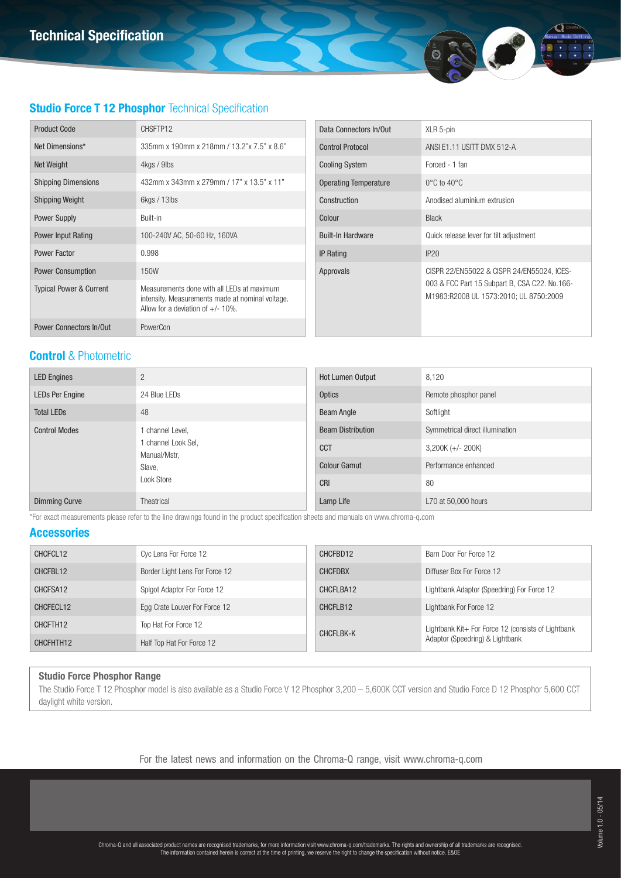# Technical Specification

## Studio Force T 12 Phosphor Technical Specification

| | |
|---|---|
| Product Code | CHSFTP12 |
| Net Dimensions* | 335mm x 190mm x 218mm / 13.2"x 7.5" x 8.6" |
| Net Weight | 4kgs / 9lbs |
| Shipping Dimensions | 432mm x 343mm x 279mm / 17" x 13.5" x 11" |
| Shipping Weight | 6kgs / 13lbs |
| Power Supply | Built-in |
| Power Input Rating | 100-240V AC, 50-60 Hz, 160VA |
| Power Factor | 0.998 |
| Power Consumption | 150W |
| Typical Power & Current | Measurements done with all LEDs at maximum intensity. Measurements made at nominal voltage. Allow for a deviation of +/- 10%. |
| Power Connectors In/Out | PowerCon |

| | |
|---|---|
| Data Connectors In/Out | XLR 5-pin |
| Control Protocol | ANSI E1.11 USITT DMX 512-A |
| Cooling System | Forced - 1 fan |
| Operating Temperature | 0°C to 40°C |
| Construction | Anodised aluminium extrusion |
| Colour | Black |
| Built-In Hardware | Quick release lever for tilt adjustment |
| IP Rating | IP20 |
| Approvals | CISPR 22/EN55022 & CISPR 24/EN55024, ICES-003 & FCC Part 15 Subpart B, CSA C22. No.166-M1983:R2008 UL 1573:2010; UL 8750:2009 |

## Control & Photometric

| | |
|---|---|
| LED Engines | 2 |
| LEDs Per Engine | 24 Blue LEDs |
| Total LEDs | 48 |
| Control Modes | 1 channel Level, 1 channel Look Sel, Manual/Mstr, Slave, Look Store |
| Dimming Curve | Theatrical |

| | |
|---|---|
| Hot Lumen Output | 8,120 |
| Optics | Remote phosphor panel |
| Beam Angle | Softlight |
| Beam Distribution | Symmetrical direct illumination |
| CCT | 3,200K (+/- 200K) |
| Colour Gamut | Performance enhanced |
| CRI | 80 |
| Lamp Life | L70 at 50,000 hours |

*For exact measurements please refer to the line drawings found in the product specification sheets and manuals on www.chroma-q.com

## Accessories

| | |
|---|---|
| CHCFCL12 | Cyc Lens For Force 12 |
| CHCFBL12 | Border Light Lens For Force 12 |
| CHCFSA12 | Spigot Adaptor For Force 12 |
| CHCFECL12 | Egg Crate Louver For Force 12 |
| CHCFTH12 | Top Hat For Force 12 |
| CHCFHTH12 | Half Top Hat For Force 12 |

| | |
|---|---|
| CHCFBD12 | Barn Door For Force 12 |
| CHCFDBX | Diffuser Box For Force 12 |
| CHCFLBA12 | Lightbank Adaptor (Speedring) For Force 12 |
| CHCFLB12 | Lightbank For Force 12 |
| CHCFLBK-K | Lightbank Kit+ For Force 12 (consists of Lightbank Adaptor (Speedring) & Lightbank |

**Studio Force Phosphor Range**

The Studio Force T 12 Phosphor model is also available as a Studio Force V 12 Phosphor 3,200 – 5,600K CCT version and Studio Force D 12 Phosphor 5,600 CCT daylight white version.

For the latest news and information on the Chroma-Q range, visit www.chroma-q.com

Chroma-Q and all associated product names are recognised trademarks, for more information visit www.chroma-q.com/trademarks. The rights and ownership of all trademarks are recognised. The information contained herein is correct at the time of printing, we reserve the right to change the specification without notice. E&OE

Volume 1.0 - 05/14